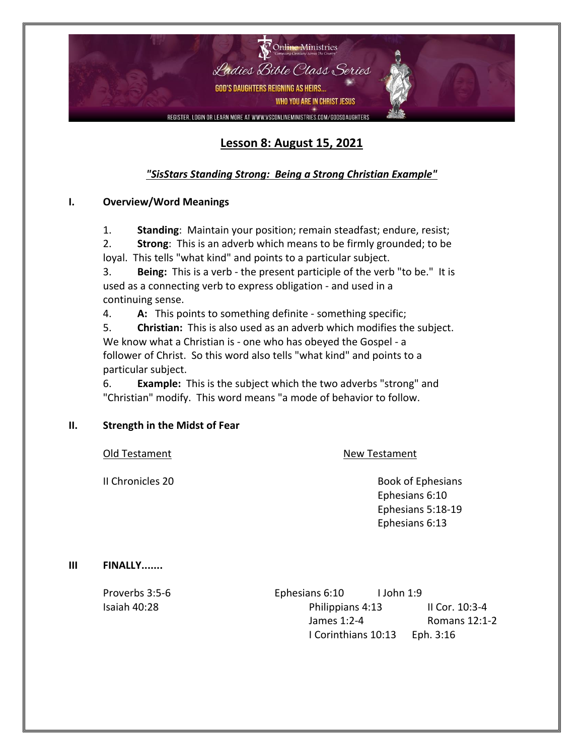Online Ministries

*"Connecting Christians Across The Country"*

Ladies Bible Class Series

GOD'S DAUGHTERS REIGNING AS HEIRS...

WHO YOU ARE IN CHRIST JESUS

REGISTER, LOGIN OR LEARN MORE AT WWW.VSCONLINEMINISTRIES.COM/GODSDAUGHTERS

# Lesson 8: August 15, 2021

***"SisStars Standing Strong: Being a Strong Christian Example"***

## I. Overview/Word Meanings

1. **Standing**: Maintain your position; remain steadfast; endure, resist;
2. **Strong**: This is an adverb which means to be firmly grounded; to be loyal. This tells "what kind" and points to a particular subject.
3. **Being:** This is a verb - the present participle of the verb "to be." It is used as a connecting verb to express obligation - and used in a continuing sense.
4. **A:** This points to something definite - something specific;
5. **Christian:** This is also used as an adverb which modifies the subject. We know what a Christian is - one who has obeyed the Gospel - a follower of Christ. So this word also tells "what kind" and points to a particular subject.
6. **Example:** This is the subject which the two adverbs "strong" and "Christian" modify. This word means "a mode of behavior to follow.

## II. Strength in the Midst of Fear

| Old Testament | New Testament |
|---|---|
| II Chronicles 20 | Book of Ephesians |
| | Ephesians 6:10 |
| | Ephesians 5:18-19 |
| | Ephesians 6:13 |

## III FINALLY.......

Proverbs 3:5-6

Isaiah 40:28

Ephesians 6:10

I John 1:9

Philippians 4:13

II Cor. 10:3-4

James 1:2-4

Romans 12:1-2

I Corinthians 10:13

Eph. 3:16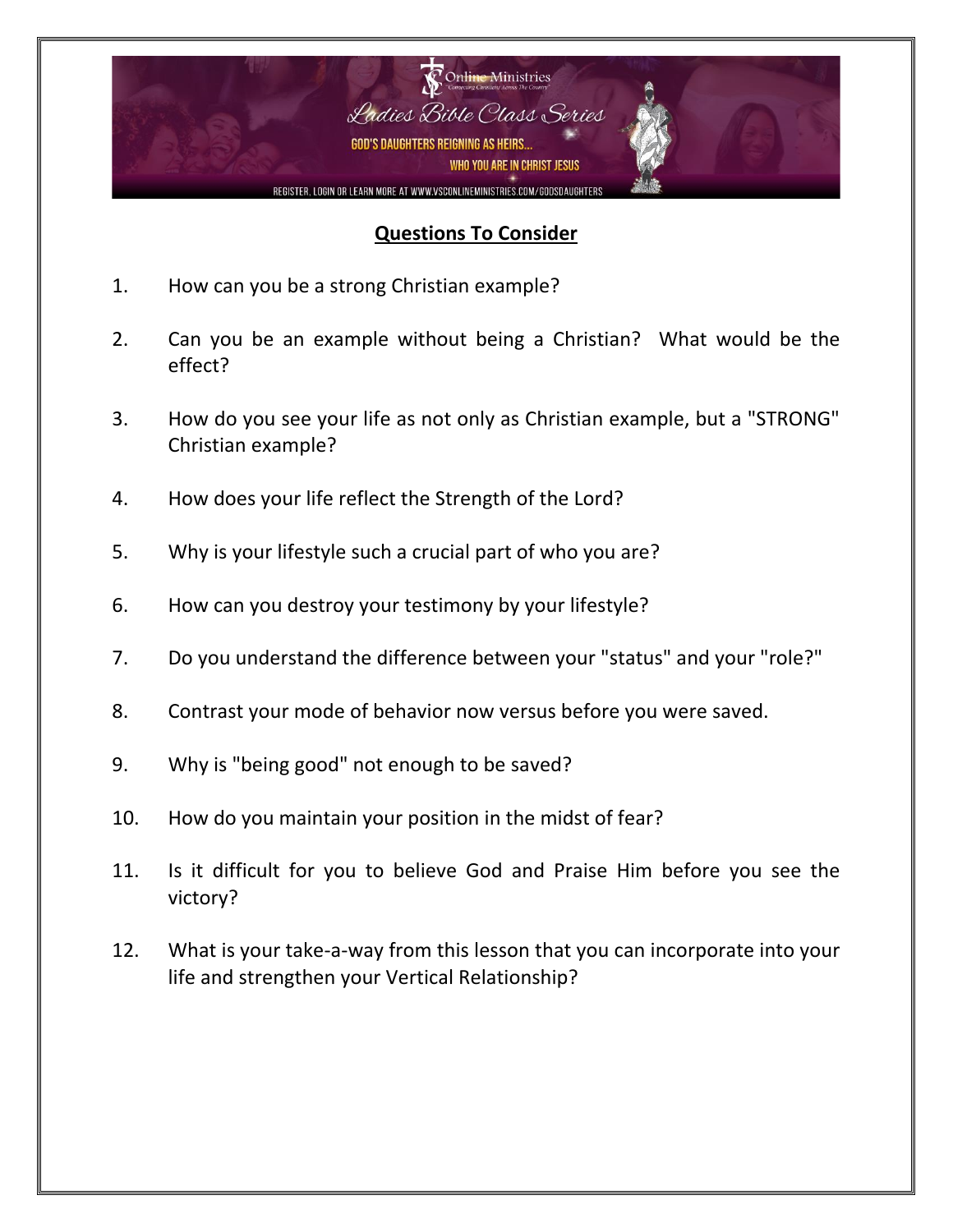## Questions To Consider

1. How can you be a strong Christian example?

2. Can you be an example without being a Christian? What would be the effect?

3. How do you see your life as not only as Christian example, but a "STRONG" Christian example?

4. How does your life reflect the Strength of the Lord?

5. Why is your lifestyle such a crucial part of who you are?

6. How can you destroy your testimony by your lifestyle?

7. Do you understand the difference between your "status" and your "role?"

8. Contrast your mode of behavior now versus before you were saved.

9. Why is "being good" not enough to be saved?

10. How do you maintain your position in the midst of fear?

11. Is it difficult for you to believe God and Praise Him before you see the victory?

12. What is your take-a-way from this lesson that you can incorporate into your life and strengthen your Vertical Relationship?